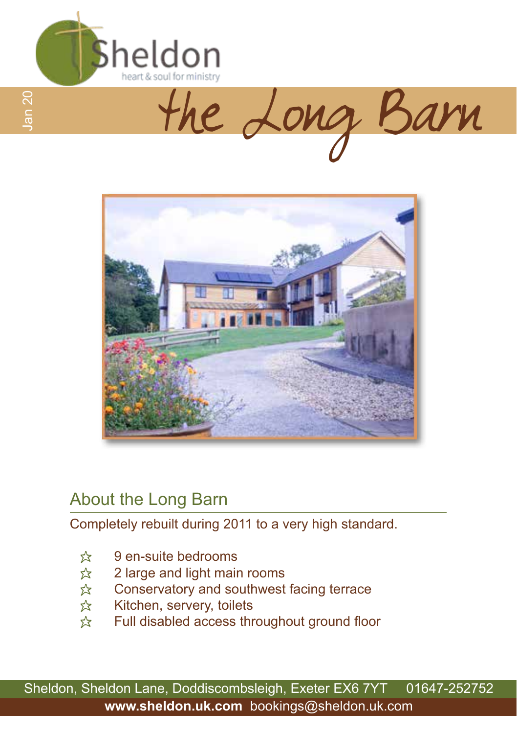# Sheldon

heart & soul for ministry

Jan 20

# the Long Barn

## About the Long Barn

Completely rebuilt during 2011 to a very high standard.

- ☆ 9 en-suite bedrooms
- ☆ 2 large and light main rooms
- ☆ Conservatory and southwest facing terrace
- ☆ Kitchen, servery, toilets
- ☆ Full disabled access throughout ground floor

Sheldon, Sheldon Lane, Doddiscombsleigh, Exeter EX6 7YT 01647-252752

**www.sheldon.uk.com** bookings@sheldon.uk.com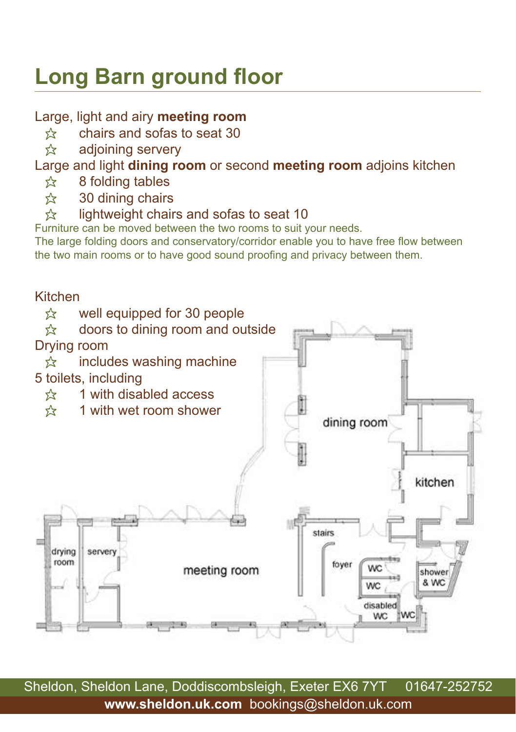# Long Barn ground floor

Large, light and airy **meeting room**

- ☆ chairs and sofas to seat 30
- ☆ adjoining servery

Large and light **dining room** or second **meeting room** adjoins kitchen

- ☆ 8 folding tables
- ☆ 30 dining chairs
- ☆ lightweight chairs and sofas to seat 10

Furniture can be moved between the two rooms to suit your needs.
The large folding doors and conservatory/corridor enable you to have free flow between the two main rooms or to have good sound proofing and privacy between them.

Kitchen

- ☆ well equipped for 30 people
- ☆ doors to dining room and outside

Drying room

- ☆ includes washing machine

5 toilets, including

- ☆ 1 with disabled access
- ☆ 1 with wet room shower

dining room
kitchen
stairs
foyer
WC
WC
shower & WC
disabled WC
WC
drying room
servery
meeting room

Sheldon, Sheldon Lane, Doddiscombsleigh, Exeter EX6 7YT 01647-252752
**www.sheldon.uk.com** bookings@sheldon.uk.com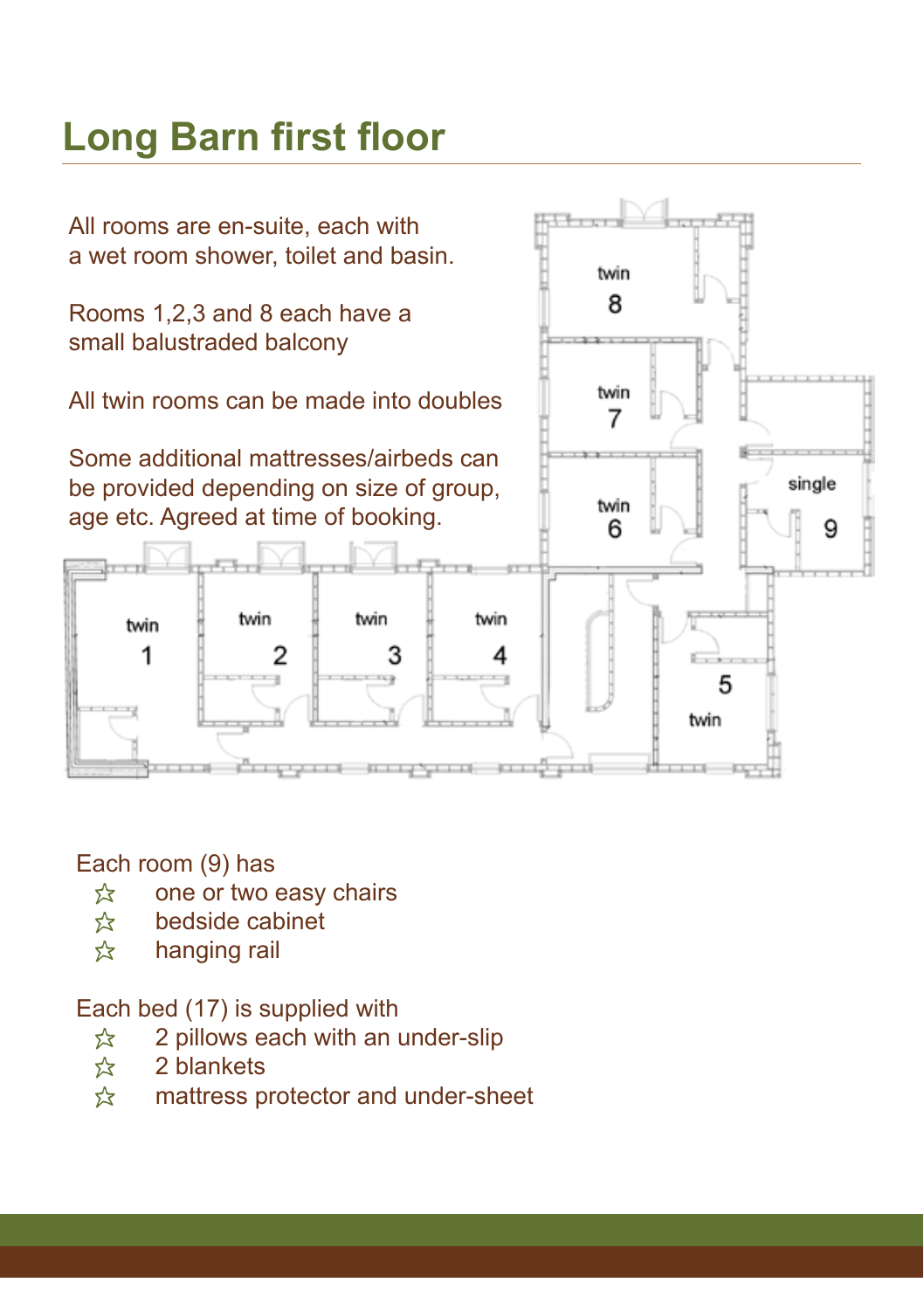# Long Barn first floor

All rooms are en-suite, each with a wet room shower, toilet and basin.

Rooms 1,2,3 and 8 each have a small balustraded balcony

All twin rooms can be made into doubles

Some additional mattresses/airbeds can be provided depending on size of group, age etc. Agreed at time of booking.

twin 8

twin 7

twin 6

single 9

twin 1

twin 2

twin 3

twin 4

5 twin

Each room (9) has

- ☆ one or two easy chairs
- ☆ bedside cabinet
- ☆ hanging rail

Each bed (17) is supplied with

- ☆ 2 pillows each with an under-slip
- ☆ 2 blankets
- ☆ mattress protector and under-sheet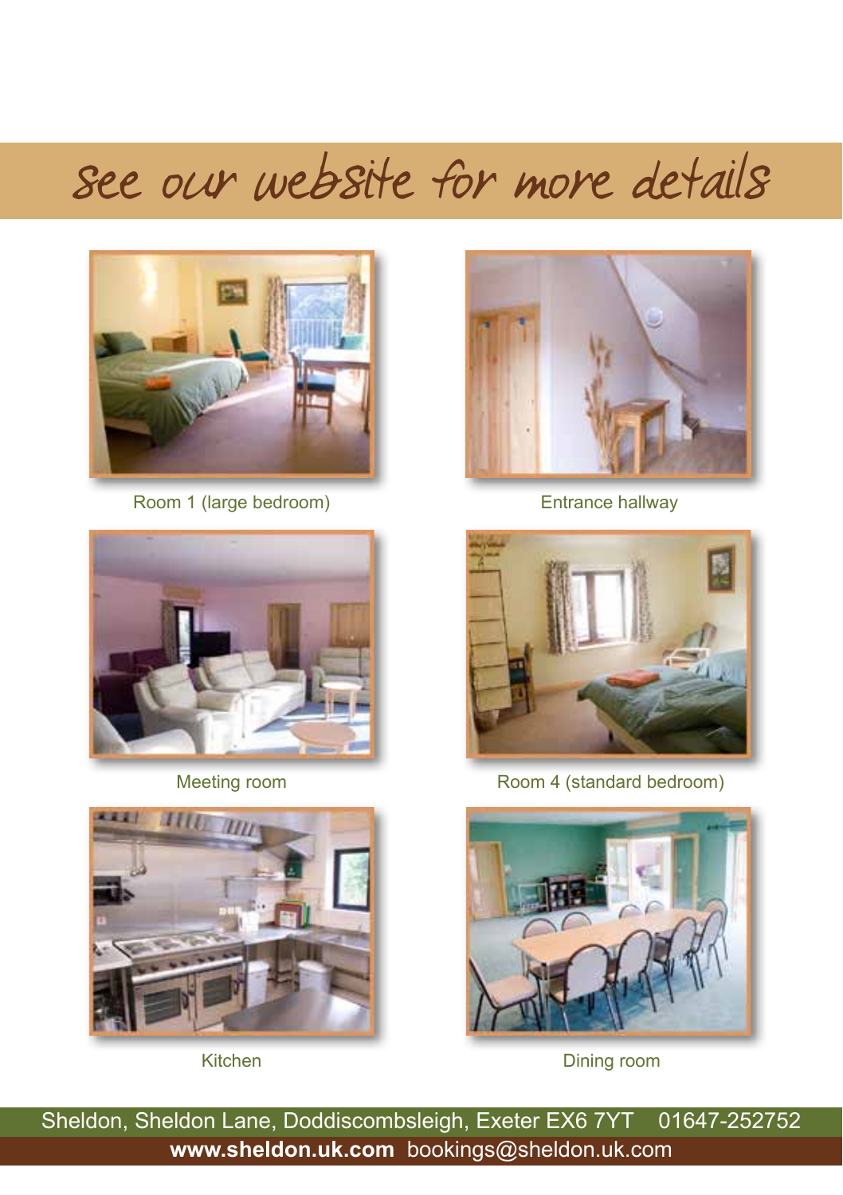# see our website for more details

Room 1 (large bedroom)

Entrance hallway

Meeting room

Room 4 (standard bedroom)

Kitchen

Dining room

Sheldon, Sheldon Lane, Doddiscombsleigh, Exeter EX6 7YT 01647-252752

**www.sheldon.uk.com** bookings@sheldon.uk.com